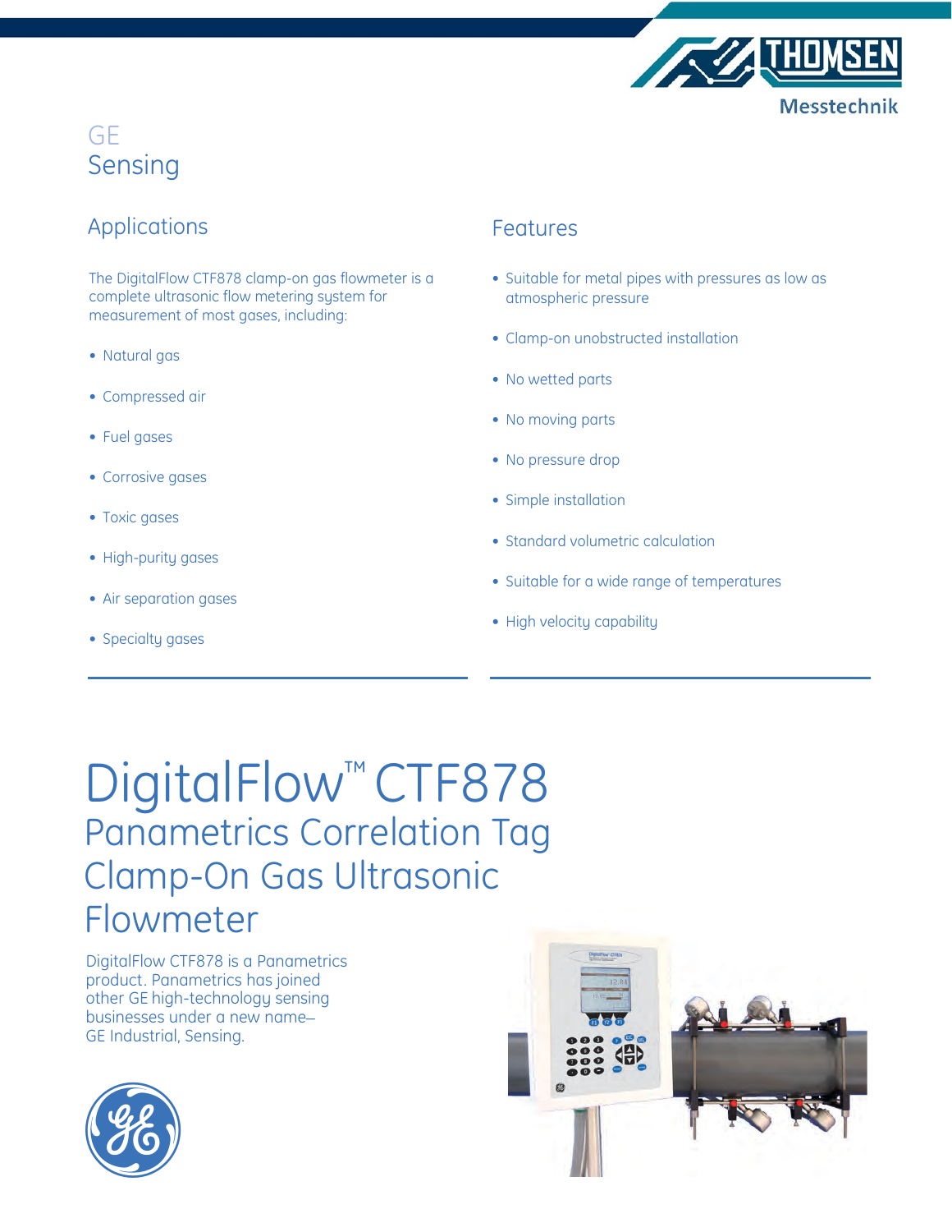GE
Sensing

## Applications

The DigitalFlow CTF878 clamp-on gas flowmeter is a complete ultrasonic flow metering system for measurement of most gases, including:

- Natural gas
- Compressed air
- Fuel gases
- Corrosive gases
- Toxic gases
- High-purity gases
- Air separation gases
- Specialty gases

## Features

- Suitable for metal pipes with pressures as low as atmospheric pressure
- Clamp-on unobstructed installation
- No wetted parts
- No moving parts
- No pressure drop
- Simple installation
- Standard volumetric calculation
- Suitable for a wide range of temperatures
- High velocity capability

# DigitalFlow™ CTF878

## Panametrics Correlation Tag Clamp-On Gas Ultrasonic Flowmeter

DigitalFlow CTF878 is a Panametrics product. Panametrics has joined other GE high-technology sensing businesses under a new name—GE Industrial, Sensing.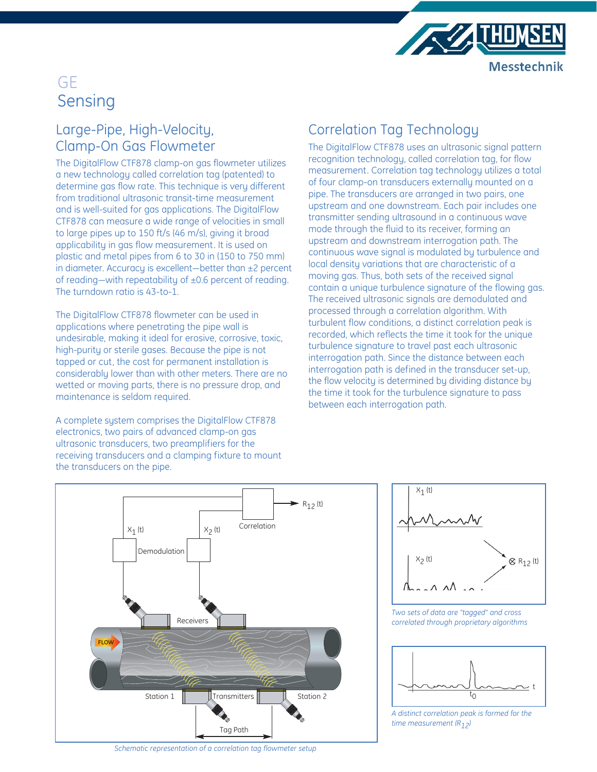GE
Sensing

## Large-Pipe, High-Velocity, Clamp-On Gas Flowmeter

The DigitalFlow CTF878 clamp-on gas flowmeter utilizes a new technology called correlation tag (patented) to determine gas flow rate. This technique is very different from traditional ultrasonic transit-time measurement and is well-suited for gas applications. The DigitalFlow CTF878 can measure a wide range of velocities in small to large pipes up to 150 ft/s (46 m/s), giving it broad applicability in gas flow measurement. It is used on plastic and metal pipes from 6 to 30 in (150 to 750 mm) in diameter. Accuracy is excellent—better than ±2 percent of reading—with repeatability of ±0.6 percent of reading. The turndown ratio is 43-to-1.

The DigitalFlow CTF878 flowmeter can be used in applications where penetrating the pipe wall is undesirable, making it ideal for erosive, corrosive, toxic, high-purity or sterile gases. Because the pipe is not tapped or cut, the cost for permanent installation is considerably lower than with other meters. There are no wetted or moving parts, there is no pressure drop, and maintenance is seldom required.

A complete system comprises the DigitalFlow CTF878 electronics, two pairs of advanced clamp-on gas ultrasonic transducers, two preamplifiers for the receiving transducers and a clamping fixture to mount the transducers on the pipe.

## Correlation Tag Technology

The DigitalFlow CTF878 uses an ultrasonic signal pattern recognition technology, called correlation tag, for flow measurement. Correlation tag technology utilizes a total of four clamp-on transducers externally mounted on a pipe. The transducers are arranged in two pairs, one upstream and one downstream. Each pair includes one transmitter sending ultrasound in a continuous wave mode through the fluid to its receiver, forming an upstream and downstream interrogation path. The continuous wave signal is modulated by turbulence and local density variations that are characteristic of a moving gas. Thus, both sets of the received signal contain a unique turbulence signature of the flowing gas. The received ultrasonic signals are demodulated and processed through a correlation algorithm. With turbulent flow conditions, a distinct correlation peak is recorded, which reflects the time it took for the unique turbulence signature to travel past each ultrasonic interrogation path. Since the distance between each interrogation path is defined in the transducer set-up, the flow velocity is determined by dividing distance by the time it took for the turbulence signature to pass between each interrogation path.

*Schematic representation of a correlation tag flowmeter setup*

*Two sets of data are "tagged" and cross correlated through proprietary algorithms*

*A distinct correlation peak is formed for the time measurement ($R_{12}$)*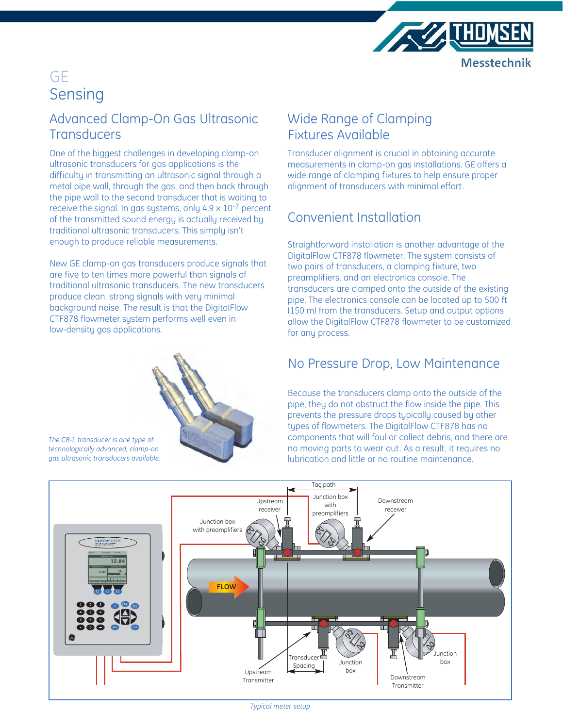# GE Sensing

## Advanced Clamp-On Gas Ultrasonic Transducers

One of the biggest challenges in developing clamp-on ultrasonic transducers for gas applications is the difficulty in transmitting an ultrasonic signal through a metal pipe wall, through the gas, and then back through the pipe wall to the second transducer that is waiting to receive the signal. In gas systems, only $4.9 \times 10^{-7}$ percent of the transmitted sound energy is actually received by traditional ultrasonic transducers. This simply isn't enough to produce reliable measurements.

New GE clamp-on gas transducers produce signals that are five to ten times more powerful than signals of traditional ultrasonic transducers. The new transducers produce clean, strong signals with very minimal background noise. The result is that the DigitalFlow CTF878 flowmeter system performs well even in low-density gas applications.

*The CR-L transducer is one type of technologically advanced, clamp-on gas ultrasonic transducers available.*

## Wide Range of Clamping Fixtures Available

Transducer alignment is crucial in obtaining accurate measurements in clamp-on gas installations. GE offers a wide range of clamping fixtures to help ensure proper alignment of transducers with minimal effort.

## Convenient Installation

Straightforward installation is another advantage of the DigitalFlow CTF878 flowmeter. The system consists of two pairs of transducers, a clamping fixture, two preamplifiers, and an electronics console. The transducers are clamped onto the outside of the existing pipe. The electronics console can be located up to 500 ft (150 m) from the transducers. Setup and output options allow the DigitalFlow CTF878 flowmeter to be customized for any process.

## No Pressure Drop, Low Maintenance

Because the transducers clamp onto the outside of the pipe, they do not obstruct the flow inside the pipe. This prevents the pressure drops typically caused by other types of flowmeters. The DigitalFlow CTF878 has no components that will foul or collect debris, and there are no moving parts to wear out. As a result, it requires no lubrication and little or no routine maintenance.

*Typical meter setup*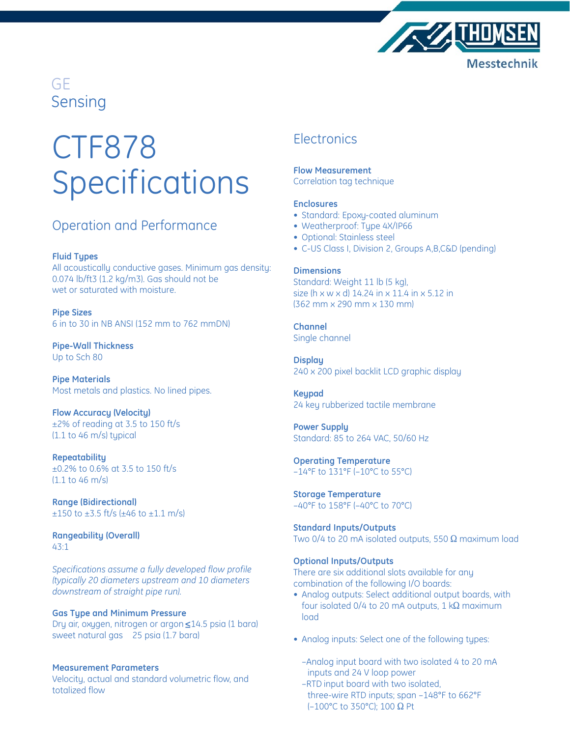GE
Sensing

# CTF878 Specifications

## Operation and Performance

**Fluid Types**
All acoustically conductive gases. Minimum gas density: 0.074 lb/ft3 (1.2 kg/m3). Gas should not be wet or saturated with moisture.

**Pipe Sizes**
6 in to 30 in NB ANSI (152 mm to 762 mmDN)

**Pipe-Wall Thickness**
Up to Sch 80

**Pipe Materials**
Most metals and plastics. No lined pipes.

**Flow Accuracy (Velocity)**
±2% of reading at 3.5 to 150 ft/s (1.1 to 46 m/s) typical

**Repeatability**
±0.2% to 0.6% at 3.5 to 150 ft/s (1.1 to 46 m/s)

**Range (Bidirectional)**
±150 to ±3.5 ft/s (±46 to ±1.1 m/s)

**Rangeability (Overall)**
43:1

*Specifications assume a fully developed flow profile (typically 20 diameters upstream and 10 diameters downstream of straight pipe run).*

**Gas Type and Minimum Pressure**
Dry air, oxygen, nitrogen or argon ≤14.5 psia (1 bara)
sweet natural gas 25 psia (1.7 bara)

**Measurement Parameters**
Velocity, actual and standard volumetric flow, and totalized flow

## Electronics

**Flow Measurement**
Correlation tag technique

**Enclosures**
- Standard: Epoxy-coated aluminum
- Weatherproof: Type 4X/IP66
- Optional: Stainless steel
- C-US Class I, Division 2, Groups A,B,C&D (pending)

**Dimensions**
Standard: Weight 11 lb (5 kg), size (h x w x d) 14.24 in x 11.4 in x 5.12 in (362 mm x 290 mm x 130 mm)

**Channel**
Single channel

**Display**
240 x 200 pixel backlit LCD graphic display

**Keypad**
24 key rubberized tactile membrane

**Power Supply**
Standard: 85 to 264 VAC, 50/60 Hz

**Operating Temperature**
–14°F to 131°F (–10°C to 55°C)

**Storage Temperature**
–40°F to 158°F (–40°C to 70°C)

**Standard Inputs/Outputs**
Two 0/4 to 20 mA isolated outputs, 550 Ω maximum load

**Optional Inputs/Outputs**
There are six additional slots available for any combination of the following I/O boards:
- Analog outputs: Select additional output boards, with four isolated 0/4 to 20 mA outputs, 1 kΩ maximum load
- Analog inputs: Select one of the following types:
  - –Analog input board with two isolated 4 to 20 mA inputs and 24 V loop power
  - –RTD input board with two isolated, three-wire RTD inputs; span –148°F to 662°F (–100°C to 350°C); 100 Ω Pt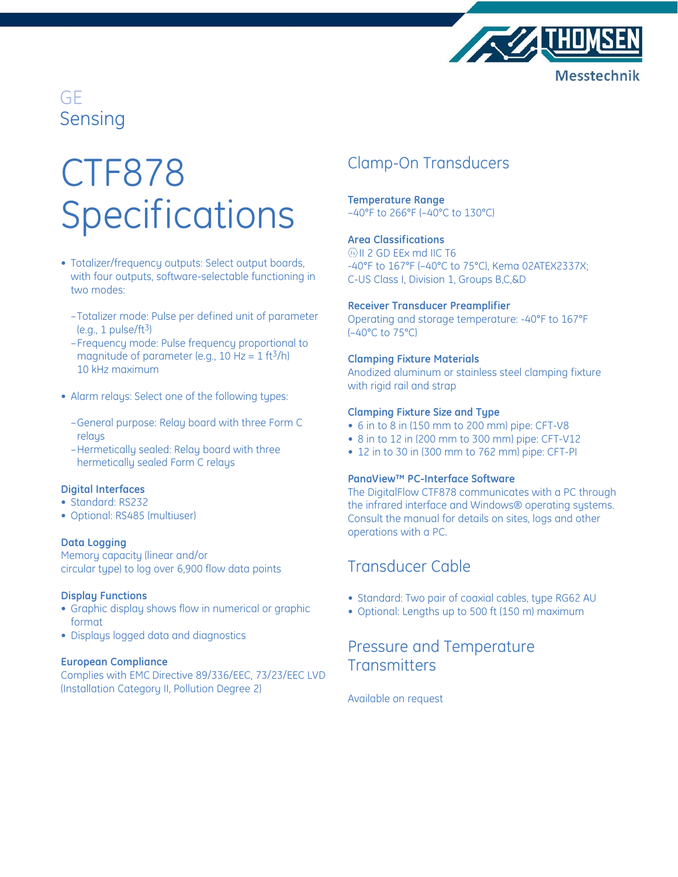GE
Sensing

# CTF878 Specifications

- Totalizer/frequency outputs: Select output boards, with four outputs, software-selectable functioning in two modes:
  - Totalizer mode: Pulse per defined unit of parameter (e.g., 1 pulse/ft$^3$)
  - Frequency mode: Pulse frequency proportional to magnitude of parameter (e.g., 10 Hz = 1 ft$^3$/h) 10 kHz maximum
- Alarm relays: Select one of the following types:
  - General purpose: Relay board with three Form C relays
  - Hermetically sealed: Relay board with three hermetically sealed Form C relays

**Digital Interfaces**
- Standard: RS232
- Optional: RS485 (multiuser)

**Data Logging**

Memory capacity (linear and/or circular type) to log over 6,900 flow data points

**Display Functions**
- Graphic display shows flow in numerical or graphic format
- Displays logged data and diagnostics

**European Compliance**

Complies with EMC Directive 89/336/EEC, 73/23/EEC LVD (Installation Category II, Pollution Degree 2)

## Clamp-On Transducers

**Temperature Range**

–40°F to 266°F (–40°C to 130°C)

**Area Classifications**

Ex II 2 GD EEx md IIC T6
-40°F to 167°F (–40°C to 75°C), Kema 02ATEX2337X;
C-US Class I, Division 1, Groups B,C,&D

**Receiver Transducer Preamplifier**

Operating and storage temperature: -40°F to 167°F (–40°C to 75°C)

**Clamping Fixture Materials**

Anodized aluminum or stainless steel clamping fixture with rigid rail and strap

**Clamping Fixture Size and Type**
- 6 in to 8 in (150 mm to 200 mm) pipe: CFT-V8
- 8 in to 12 in (200 mm to 300 mm) pipe: CFT-V12
- 12 in to 30 in (300 mm to 762 mm) pipe: CFT-PI

**PanaView™ PC-Interface Software**

The DigitalFlow CTF878 communicates with a PC through the infrared interface and Windows® operating systems. Consult the manual for details on sites, logs and other operations with a PC.

## Transducer Cable

- Standard: Two pair of coaxial cables, type RG62 AU
- Optional: Lengths up to 500 ft (150 m) maximum

## Pressure and Temperature Transmitters

Available on request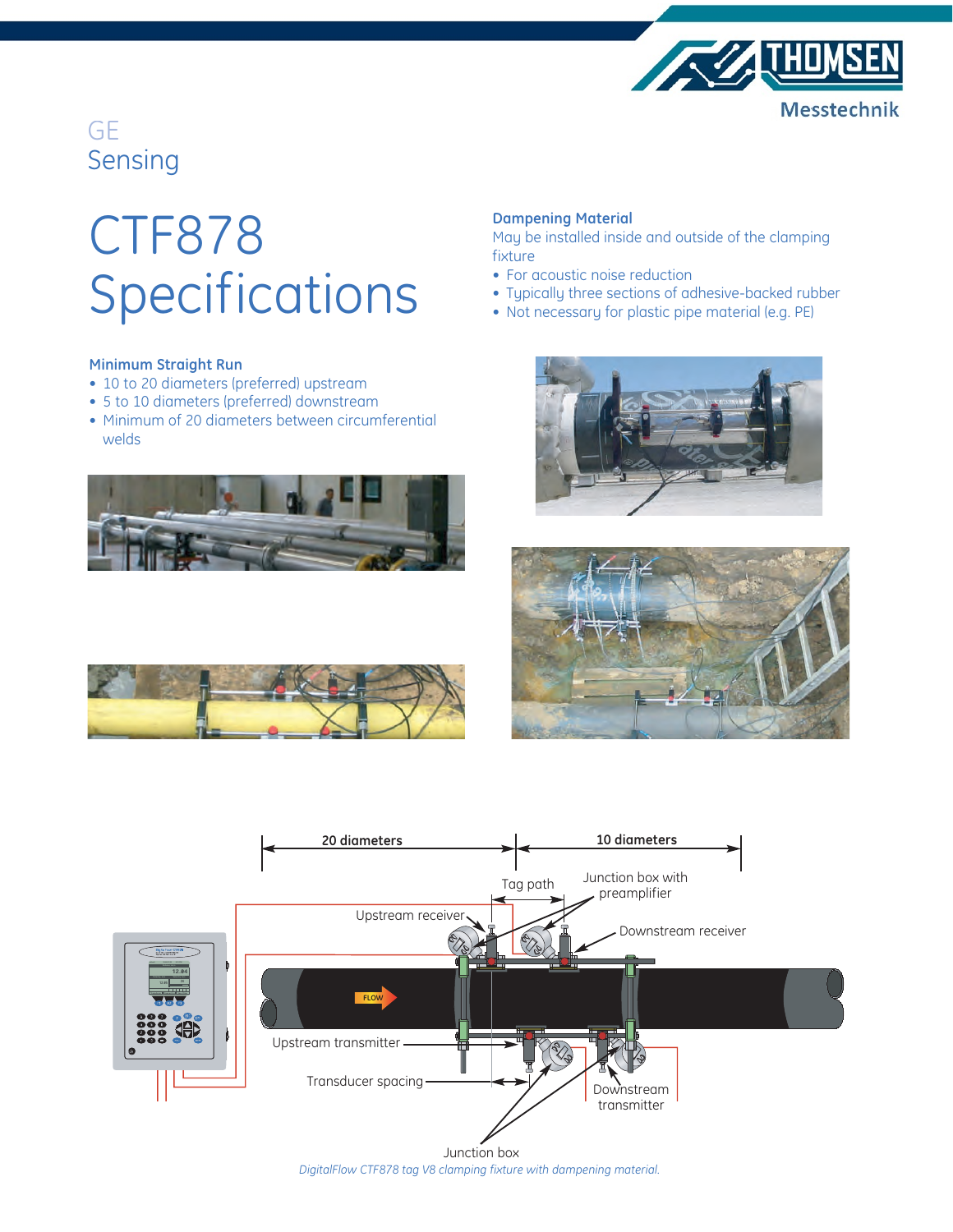GE
Sensing

# CTF878 Specifications

### Dampening Material

May be installed inside and outside of the clamping fixture

- For acoustic noise reduction
- Typically three sections of adhesive-backed rubber
- Not necessary for plastic pipe material (e.g. PE)

### Minimum Straight Run

- 10 to 20 diameters (preferred) upstream
- 5 to 10 diameters (preferred) downstream
- Minimum of 20 diameters between circumferential welds

*DigitalFlow CTF878 tag V8 clamping fixture with dampening material.*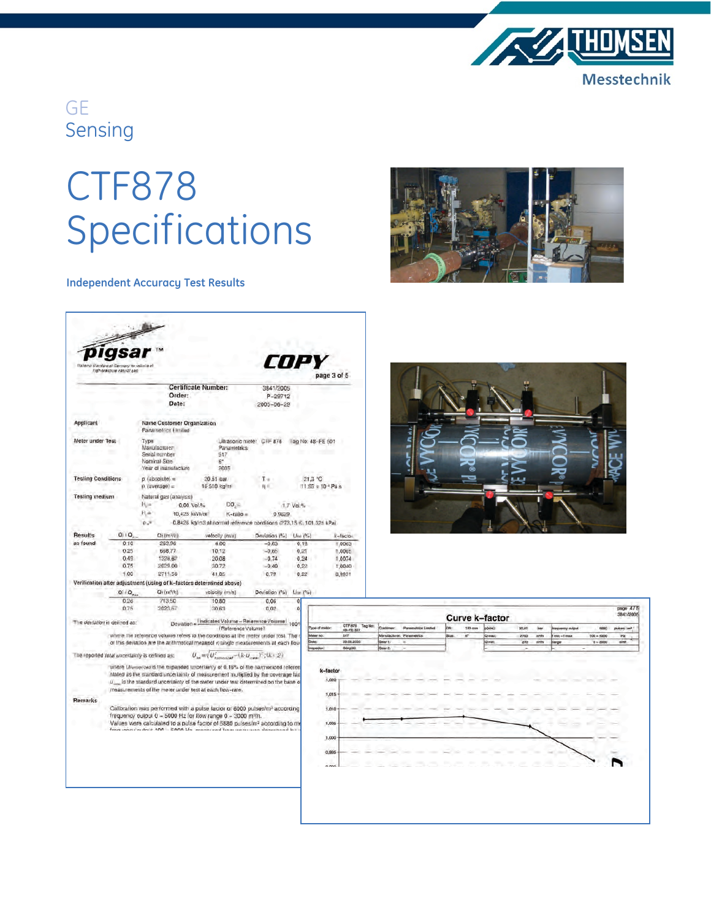GE
Sensing

# CTF878 Specifications

## Independent Accuracy Test Results

**pigsar** ™

National Standard of Germany for volume of high-pressure natural gas

**COPY**

page 3 of 5

| | | |
|---|---|---|
| **Certificate Number:** | 3841/2005 | |
| **Order:** | P-29712 | |
| **Date:** | 2005-06-29 | |

**Applicant**

Name Customer Organization
Panametrics Limited

**Meter under Test**

| | | |
|---|---|---|
| Type | Ultrasonic meter CTF 878 | Tag No: 48-FE 501 |
| Manufacturer | Panametrics | |
| Serial number | 517 | |
| Nominal Size | 6" | |
| Year of manufacture | 2005 | |

**Testing Conditions**

| | | | |
|---|---|---|---|
| p (absolute) = | 20.51 bar | T = | 21.3 °C |
| ρ (average) = | 16.510 kg/m³ | η = | 11.55 × 10⁻⁶ Pa s |

**Testing medium**

Natural gas (analysis)

| | | | |
|---|---|---|---|
| $N_2$ = | 0.00 Vol.% | $CO_2$ = | 1.7 Vol.% |
| $H_s$ = | 10.425 kWh/m³ | K-ratio = | 0.9629 |
| $\rho_n$ = | 0.8426 kg/m3 at normal reference conditions (273.15 K; 101.325 kPa) | | |

**Results as found**

| Q / $Q_{max}$ | Q (m³/h) | velocity (m/s) | Deviation (%) | $U_{res}$ (%) | k-factor |
|---|---|---|---|---|---|
| 0.10 | 263.96 | 4.00 | −0.63 | 0.19 | 1.0063 |
| 0.25 | 668.77 | 10.12 | −0.65 | 0.21 | 1.0065 |
| 0.49 | 1326.67 | 20.08 | −0.74 | 0.24 | 1.0074 |
| 0.75 | 2029.00 | 30.72 | −0.40 | 0.22 | 1.0040 |
| 1.00 | 2711.56 | 41.05 | 0.79 | 0.22 | 0.9921 |

**Verification after adjustment (using of k-factors determined above)**

| Q / $Q_{max}$ | Q (m³/h) | velocity (m/s) | Deviation (%) | $U_{res}$ (%) |
|---|---|---|---|---|
| 0.26 | 713.50 | 10.80 | 0.06 | 0 |
| 0.75 | 2023.67 | 30.63 | 0.02 | 0 |

The deviation is defined as:

$$\text{Deviation} = \frac{\text{Indicated Volume} - \text{Reference Volume}}{\text{Reference Volume}} \cdot 100$$

where the reference volume refers to the conditions at the meter under test. The ... of this deviation are the arithmetical mean of n single measurements at each flow...

The reported total uncertainty is defined as:

$$U_{res} = \sqrt{U^2_{harmonized} + (k \cdot u_{meter})^2} \; ; (k = 2)$$

where $U_{harmonized}$ is the expanded uncertainty of 0.15% of the harmonized referen... stated as the standard uncertainty of measurement multiplied by the coverage fac... $u_{meter}$ is the standard uncertainty of the meter under test determined on the basis o... measurements of the meter under test at each flow-rate.

**Remarks**

Calibration was performed with a pulse factor of 6000 pulses/m³ according... frequency output 0 – 5000 Hz for flow range 0 – 3000 m³/h.
Values were calculated to a pulse factor of 5880 pulses/m³ according to m... frequency output 100 – 5000 Hz, measured frequency was decreased b...

page 4/5
3841/2005

### Curve k–factor

| Type of meter: | CTF878 48-FE 501 | Tag No: | Customer: | Panametrics Limited | DN: | 150 mm | p(abs): | 20.41 | bar | frequency output | 5880 | pulses / m³ |
|---|---|---|---|---|---|---|---|---|---|---|---|---|
| Meter no: | 517 | | Manufacturer: | Panametrics | Size: | 6" | Qmax: | 2700 | m³/h | f min – f max | 100 – 5000 | Hz |
| Date: | 29.06.2005 | | Gear 1: | – | | | Qmin: | 270 | m³/h | range | 0 – 3000 | m³/h |
| Inspector: | Gorgas | | Gear 2: | – | | | | – | – | | – | |

k-factor: 1.020, 1.015, 1.010, 1.005, 1.000, 0.995, 0.990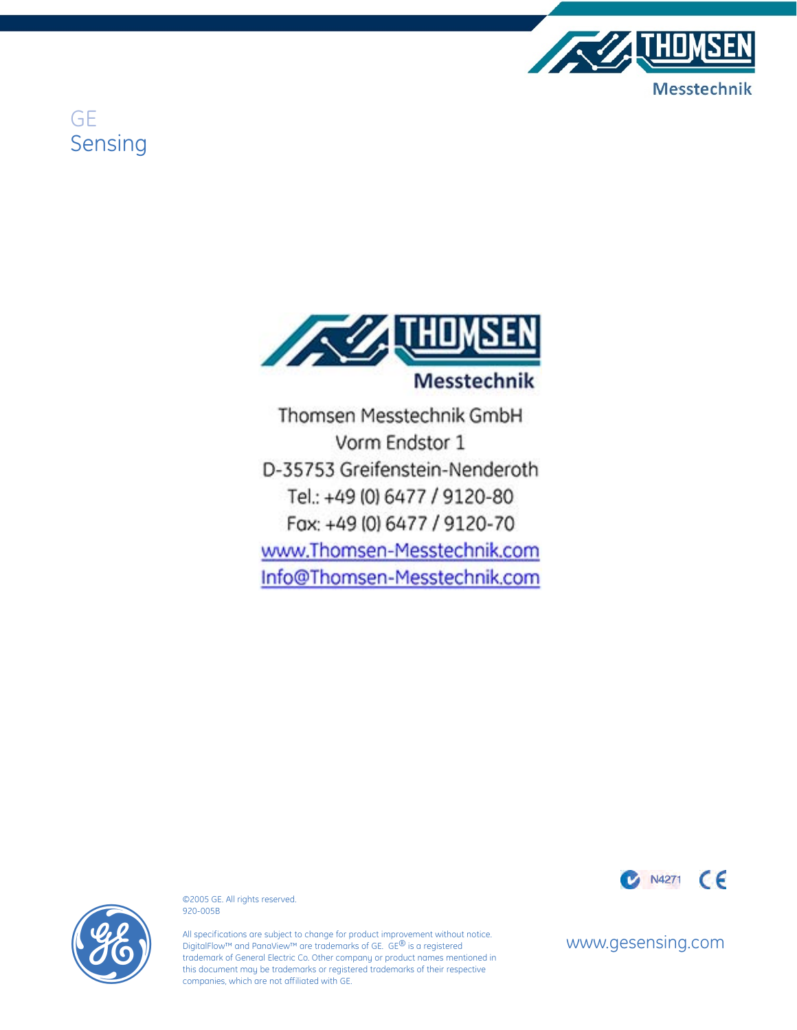GE
Sensing

THOMSEN
Messtechnik

Thomsen Messtechnik GmbH
Vorm Endstor 1
D-35753 Greifenstein-Nenderoth
Tel.: +49 (0) 6477 / 9120-80
Fax: +49 (0) 6477 / 9120-70
www.Thomsen-Messtechnik.com
Info@Thomsen-Messtechnik.com

©2005 GE. All rights reserved.
920-005B

All specifications are subject to change for product improvement without notice. DigitalFlow™ and PanaView™ are trademarks of GE. GE® is a registered trademark of General Electric Co. Other company or product names mentioned in this document may be trademarks or registered trademarks of their respective companies, which are not affiliated with GE.

N4271

www.gesensing.com